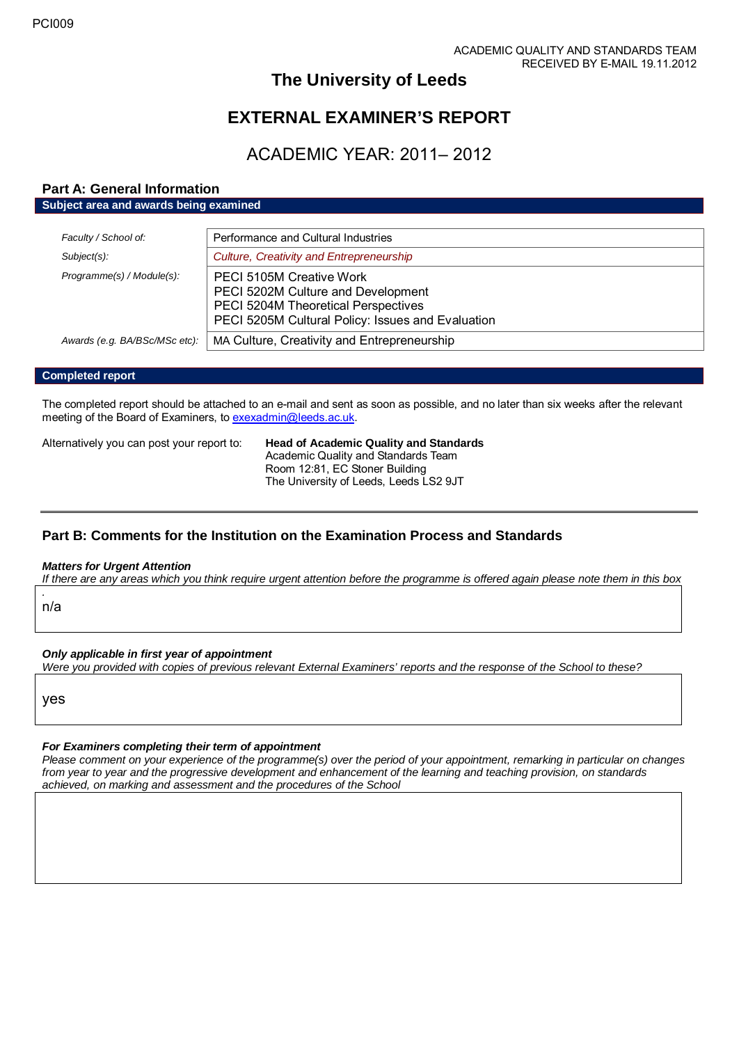PCI009

ACADEMIC QUALITY AND STANDARDS TEAM
RECEIVED BY E-MAIL 19.11.2012

# The University of Leeds

# EXTERNAL EXAMINER'S REPORT

## ACADEMIC YEAR: 2011– 2012

## Part A: General Information

**Subject area and awards being examined**

| | |
|---|---|
| *Faculty / School of:* | Performance and Cultural Industries |
| *Subject(s):* | *Culture, Creativity and Entrepreneurship* |
| *Programme(s) / Module(s):* | PECI 5105M Creative Work<br>PECI 5202M Culture and Development<br>PECI 5204M Theoretical Perspectives<br>PECI 5205M Cultural Policy: Issues and Evaluation |
| *Awards (e.g. BA/BSc/MSc etc):* | MA Culture, Creativity and Entrepreneurship |

**Completed report**

The completed report should be attached to an e-mail and sent as soon as possible, and no later than six weeks after the relevant meeting of the Board of Examiners, to exexadmin@leeds.ac.uk.

Alternatively you can post your report to: **Head of Academic Quality and Standards**
Academic Quality and Standards Team
Room 12:81, EC Stoner Building
The University of Leeds, Leeds LS2 9JT

## Part B: Comments for the Institution on the Examination Process and Standards

***Matters for Urgent Attention***

*If there are any areas which you think require urgent attention before the programme is offered again please note them in this box.*

n/a

***Only applicable in first year of appointment***

*Were you provided with copies of previous relevant External Examiners' reports and the response of the School to these?*

yes

***For Examiners completing their term of appointment***

*Please comment on your experience of the programme(s) over the period of your appointment, remarking in particular on changes from year to year and the progressive development and enhancement of the learning and teaching provision, on standards achieved, on marking and assessment and the procedures of the School*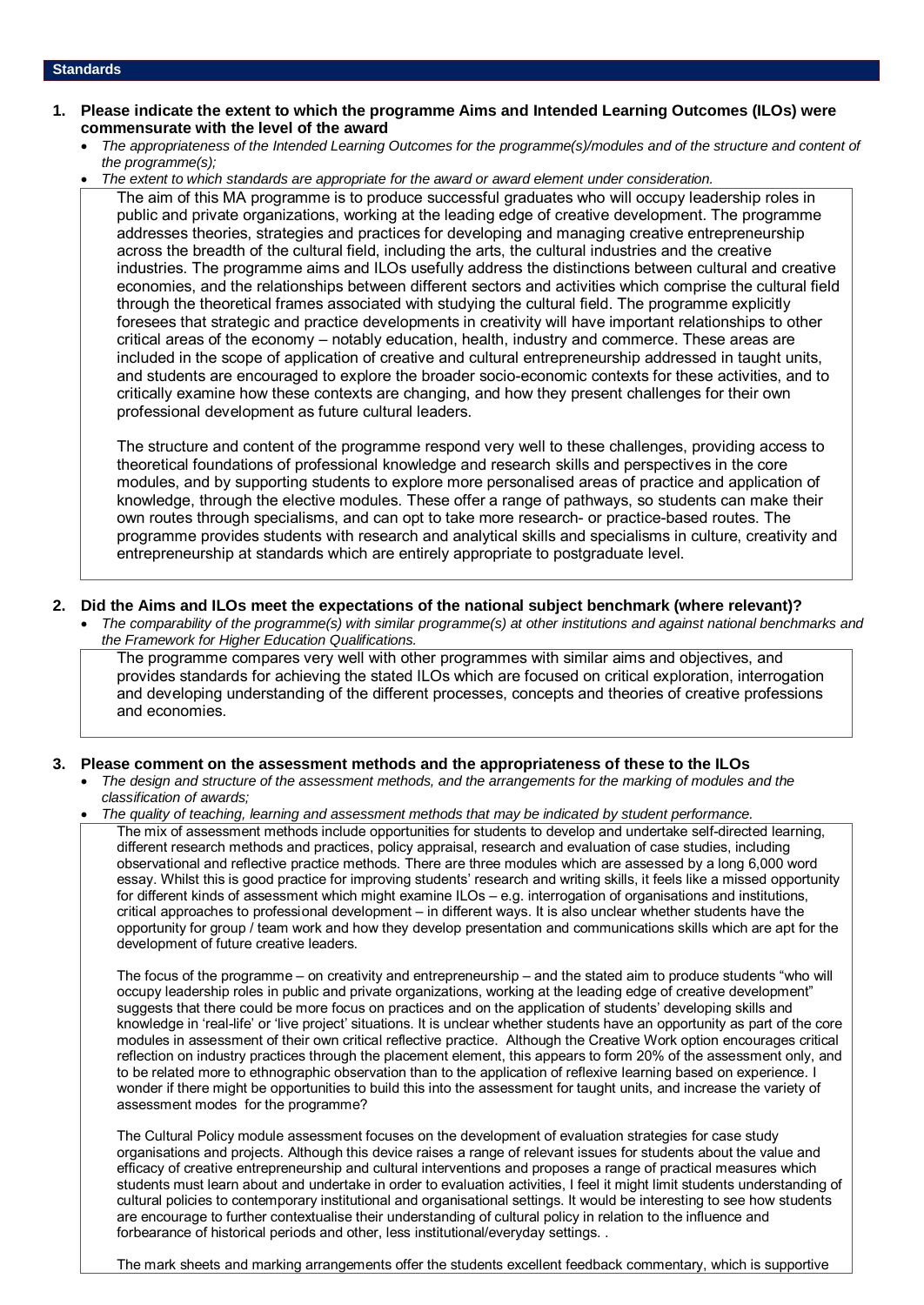## Standards

**1. Please indicate the extent to which the programme Aims and Intended Learning Outcomes (ILOs) were commensurate with the level of the award**

- *The appropriateness of the Intended Learning Outcomes for the programme(s)/modules and of the structure and content of the programme(s);*
- *The extent to which standards are appropriate for the award or award element under consideration.*

The aim of this MA programme is to produce successful graduates who will occupy leadership roles in public and private organizations, working at the leading edge of creative development. The programme addresses theories, strategies and practices for developing and managing creative entrepreneurship across the breadth of the cultural field, including the arts, the cultural industries and the creative industries. The programme aims and ILOs usefully address the distinctions between cultural and creative economies, and the relationships between different sectors and activities which comprise the cultural field through the theoretical frames associated with studying the cultural field. The programme explicitly foresees that strategic and practice developments in creativity will have important relationships to other critical areas of the economy – notably education, health, industry and commerce. These areas are included in the scope of application of creative and cultural entrepreneurship addressed in taught units, and students are encouraged to explore the broader socio-economic contexts for these activities, and to critically examine how these contexts are changing, and how they present challenges for their own professional development as future cultural leaders.

The structure and content of the programme respond very well to these challenges, providing access to theoretical foundations of professional knowledge and research skills and perspectives in the core modules, and by supporting students to explore more personalised areas of practice and application of knowledge, through the elective modules. These offer a range of pathways, so students can make their own routes through specialisms, and can opt to take more research- or practice-based routes. The programme provides students with research and analytical skills and specialisms in culture, creativity and entrepreneurship at standards which are entirely appropriate to postgraduate level.

**2. Did the Aims and ILOs meet the expectations of the national subject benchmark (where relevant)?**

- *The comparability of the programme(s) with similar programme(s) at other institutions and against national benchmarks and the Framework for Higher Education Qualifications.*

The programme compares very well with other programmes with similar aims and objectives, and provides standards for achieving the stated ILOs which are focused on critical exploration, interrogation and developing understanding of the different processes, concepts and theories of creative professions and economies.

**3. Please comment on the assessment methods and the appropriateness of these to the ILOs**

- *The design and structure of the assessment methods, and the arrangements for the marking of modules and the classification of awards;*
- *The quality of teaching, learning and assessment methods that may be indicated by student performance.*

The mix of assessment methods include opportunities for students to develop and undertake self-directed learning, different research methods and practices, policy appraisal, research and evaluation of case studies, including observational and reflective practice methods. There are three modules which are assessed by a long 6,000 word essay. Whilst this is good practice for improving students' research and writing skills, it feels like a missed opportunity for different kinds of assessment which might examine ILOs – e.g. interrogation of organisations and institutions, critical approaches to professional development – in different ways. It is also unclear whether students have the opportunity for group / team work and how they develop presentation and communications skills which are apt for the development of future creative leaders.

The focus of the programme – on creativity and entrepreneurship – and the stated aim to produce students "who will occupy leadership roles in public and private organizations, working at the leading edge of creative development" suggests that there could be more focus on practices and on the application of students' developing skills and knowledge in 'real-life' or 'live project' situations. It is unclear whether students have an opportunity as part of the core modules in assessment of their own critical reflective practice. Although the Creative Work option encourages critical reflection on industry practices through the placement element, this appears to form 20% of the assessment only, and to be related more to ethnographic observation than to the application of reflexive learning based on experience. I wonder if there might be opportunities to build this into the assessment for taught units, and increase the variety of assessment modes for the programme?

The Cultural Policy module assessment focuses on the development of evaluation strategies for case study organisations and projects. Although this device raises a range of relevant issues for students about the value and efficacy of creative entrepreneurship and cultural interventions and proposes a range of practical measures which students must learn about and undertake in order to evaluation activities, I feel it might limit students understanding of cultural policies to contemporary institutional and organisational settings. It would be interesting to see how students are encourage to further contextualise their understanding of cultural policy in relation to the influence and forbearance of historical periods and other, less institutional/everyday settings. .

The mark sheets and marking arrangements offer the students excellent feedback commentary, which is supportive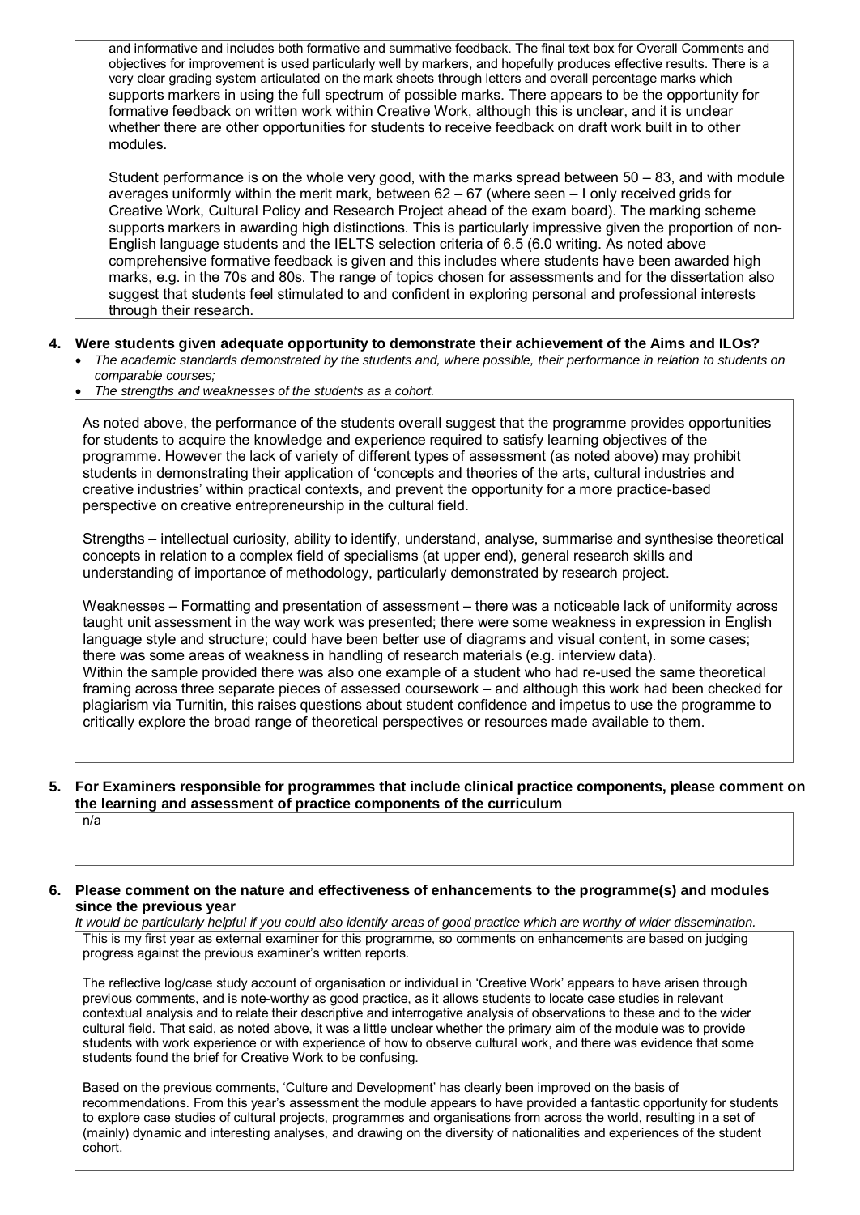and informative and includes both formative and summative feedback. The final text box for Overall Comments and objectives for improvement is used particularly well by markers, and hopefully produces effective results. There is a very clear grading system articulated on the mark sheets through letters and overall percentage marks which supports markers in using the full spectrum of possible marks. There appears to be the opportunity for formative feedback on written work within Creative Work, although this is unclear, and it is unclear whether there are other opportunities for students to receive feedback on draft work built in to other modules.

Student performance is on the whole very good, with the marks spread between 50 – 83, and with module averages uniformly within the merit mark, between 62 – 67 (where seen – I only received grids for Creative Work, Cultural Policy and Research Project ahead of the exam board). The marking scheme supports markers in awarding high distinctions. This is particularly impressive given the proportion of non-English language students and the IELTS selection criteria of 6.5 (6.0 writing. As noted above comprehensive formative feedback is given and this includes where students have been awarded high marks, e.g. in the 70s and 80s. The range of topics chosen for assessments and for the dissertation also suggest that students feel stimulated to and confident in exploring personal and professional interests through their research.

**4. Were students given adequate opportunity to demonstrate their achievement of the Aims and ILOs?**

- *The academic standards demonstrated by the students and, where possible, their performance in relation to students on comparable courses;*
- *The strengths and weaknesses of the students as a cohort.*

As noted above, the performance of the students overall suggest that the programme provides opportunities for students to acquire the knowledge and experience required to satisfy learning objectives of the programme. However the lack of variety of different types of assessment (as noted above) may prohibit students in demonstrating their application of 'concepts and theories of the arts, cultural industries and creative industries' within practical contexts, and prevent the opportunity for a more practice-based perspective on creative entrepreneurship in the cultural field.

Strengths – intellectual curiosity, ability to identify, understand, analyse, summarise and synthesise theoretical concepts in relation to a complex field of specialisms (at upper end), general research skills and understanding of importance of methodology, particularly demonstrated by research project.

Weaknesses – Formatting and presentation of assessment – there was a noticeable lack of uniformity across taught unit assessment in the way work was presented; there were some weakness in expression in English language style and structure; could have been better use of diagrams and visual content, in some cases; there was some areas of weakness in handling of research materials (e.g. interview data).
Within the sample provided there was also one example of a student who had re-used the same theoretical framing across three separate pieces of assessed coursework – and although this work had been checked for plagiarism via Turnitin, this raises questions about student confidence and impetus to use the programme to critically explore the broad range of theoretical perspectives or resources made available to them.

**5. For Examiners responsible for programmes that include clinical practice components, please comment on the learning and assessment of practice components of the curriculum**

n/a

**6. Please comment on the nature and effectiveness of enhancements to the programme(s) and modules since the previous year**

*It would be particularly helpful if you could also identify areas of good practice which are worthy of wider dissemination.*

This is my first year as external examiner for this programme, so comments on enhancements are based on judging progress against the previous examiner's written reports.

The reflective log/case study account of organisation or individual in 'Creative Work' appears to have arisen through previous comments, and is note-worthy as good practice, as it allows students to locate case studies in relevant contextual analysis and to relate their descriptive and interrogative analysis of observations to these and to the wider cultural field. That said, as noted above, it was a little unclear whether the primary aim of the module was to provide students with work experience or with experience of how to observe cultural work, and there was evidence that some students found the brief for Creative Work to be confusing.

Based on the previous comments, 'Culture and Development' has clearly been improved on the basis of recommendations. From this year's assessment the module appears to have provided a fantastic opportunity for students to explore case studies of cultural projects, programmes and organisations from across the world, resulting in a set of (mainly) dynamic and interesting analyses, and drawing on the diversity of nationalities and experiences of the student cohort.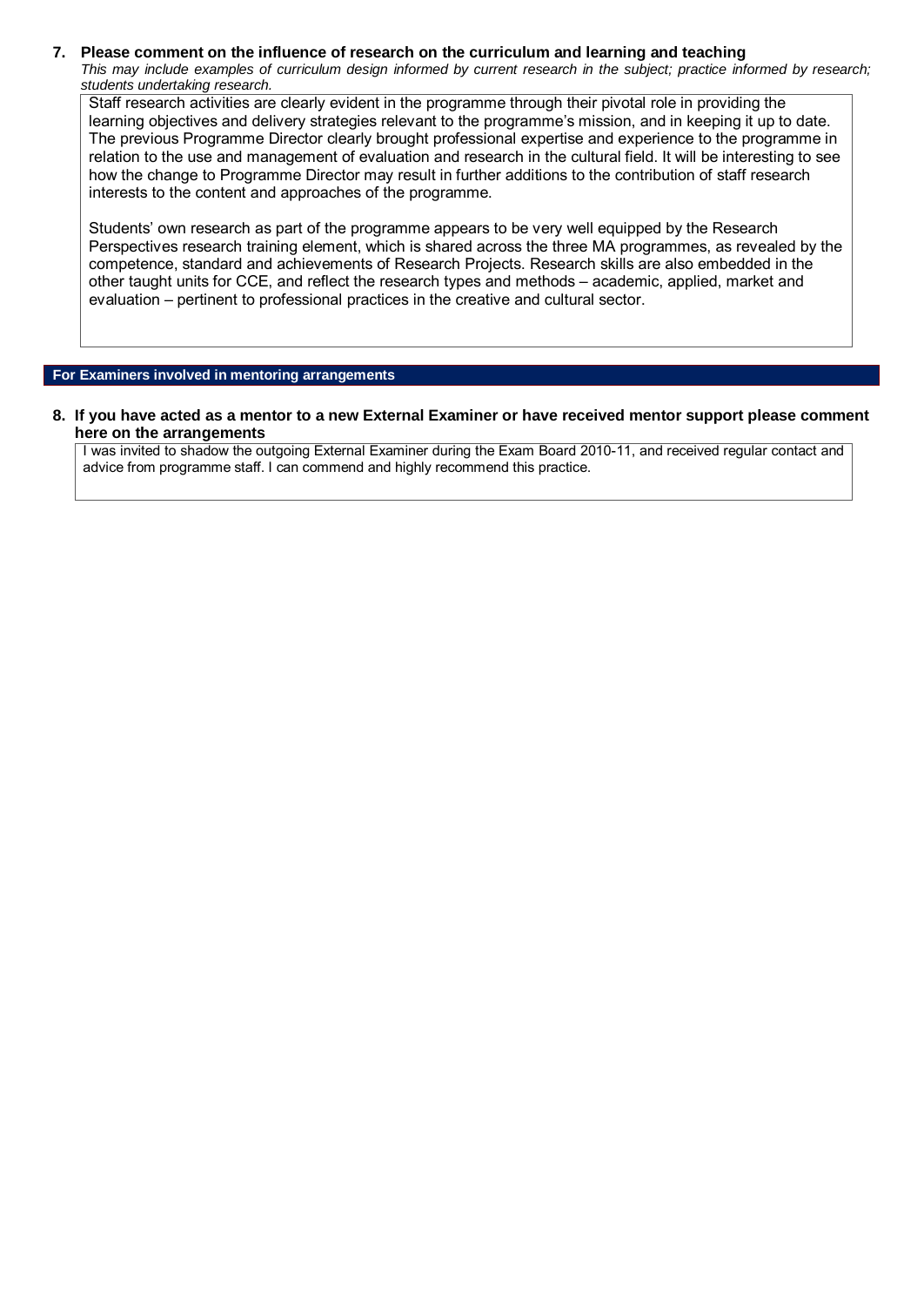**7. Please comment on the influence of research on the curriculum and learning and teaching**

*This may include examples of curriculum design informed by current research in the subject; practice informed by research; students undertaking research.*

Staff research activities are clearly evident in the programme through their pivotal role in providing the learning objectives and delivery strategies relevant to the programme's mission, and in keeping it up to date. The previous Programme Director clearly brought professional expertise and experience to the programme in relation to the use and management of evaluation and research in the cultural field. It will be interesting to see how the change to Programme Director may result in further additions to the contribution of staff research interests to the content and approaches of the programme.

Students' own research as part of the programme appears to be very well equipped by the Research Perspectives research training element, which is shared across the three MA programmes, as revealed by the competence, standard and achievements of Research Projects. Research skills are also embedded in the other taught units for CCE, and reflect the research types and methods – academic, applied, market and evaluation – pertinent to professional practices in the creative and cultural sector.

**For Examiners involved in mentoring arrangements**

**8. If you have acted as a mentor to a new External Examiner or have received mentor support please comment here on the arrangements**

I was invited to shadow the outgoing External Examiner during the Exam Board 2010-11, and received regular contact and advice from programme staff. I can commend and highly recommend this practice.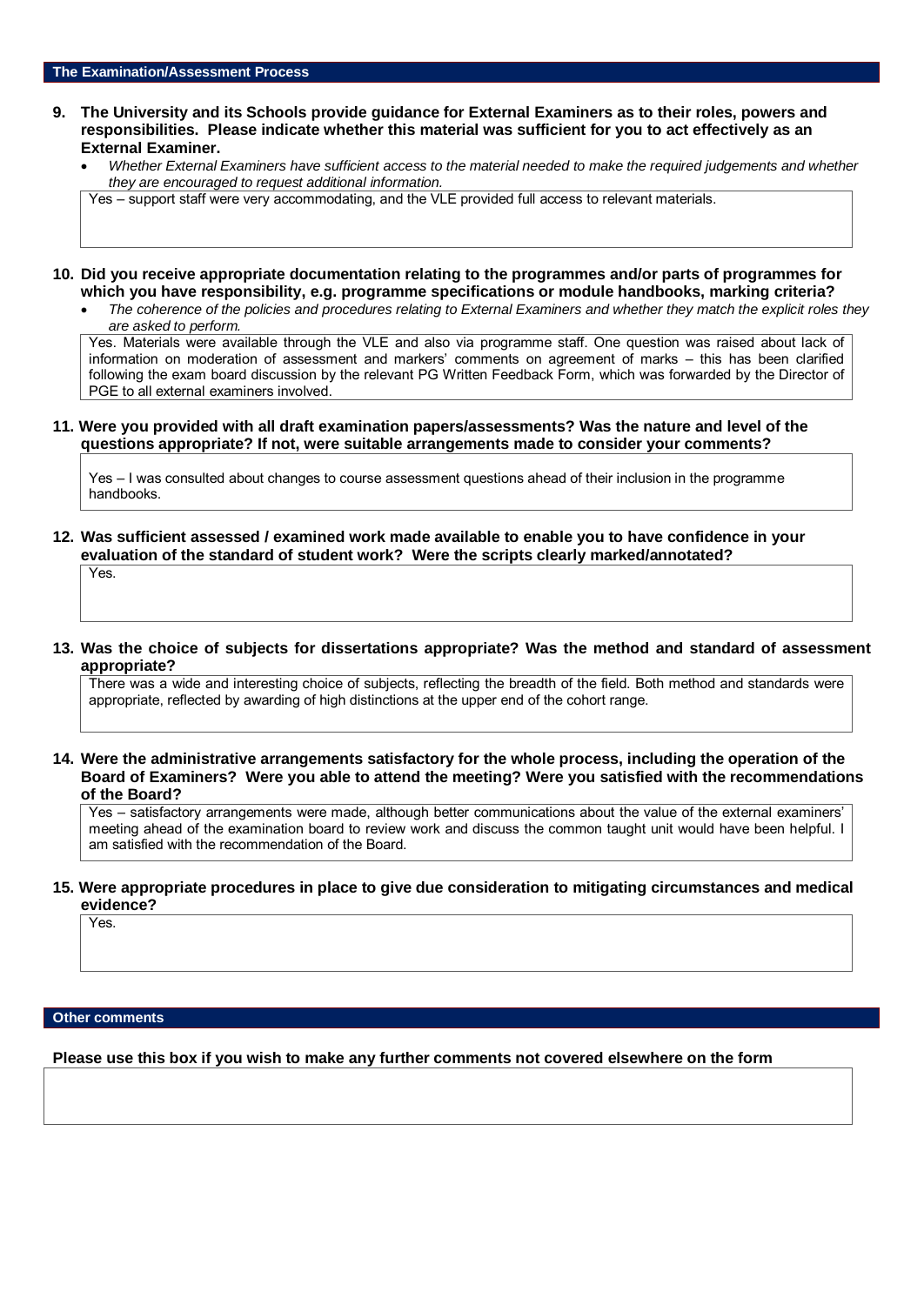## The Examination/Assessment Process

**9. The University and its Schools provide guidance for External Examiners as to their roles, powers and responsibilities. Please indicate whether this material was sufficient for you to act effectively as an External Examiner.**

- *Whether External Examiners have sufficient access to the material needed to make the required judgements and whether they are encouraged to request additional information.*

Yes – support staff were very accommodating, and the VLE provided full access to relevant materials.

**10. Did you receive appropriate documentation relating to the programmes and/or parts of programmes for which you have responsibility, e.g. programme specifications or module handbooks, marking criteria?**

- *The coherence of the policies and procedures relating to External Examiners and whether they match the explicit roles they are asked to perform.*

Yes. Materials were available through the VLE and also via programme staff. One question was raised about lack of information on moderation of assessment and markers' comments on agreement of marks – this has been clarified following the exam board discussion by the relevant PG Written Feedback Form, which was forwarded by the Director of PGE to all external examiners involved.

**11. Were you provided with all draft examination papers/assessments? Was the nature and level of the questions appropriate? If not, were suitable arrangements made to consider your comments?**

Yes – I was consulted about changes to course assessment questions ahead of their inclusion in the programme handbooks.

**12. Was sufficient assessed / examined work made available to enable you to have confidence in your evaluation of the standard of student work? Were the scripts clearly marked/annotated?**

Yes.

**13. Was the choice of subjects for dissertations appropriate? Was the method and standard of assessment appropriate?**

There was a wide and interesting choice of subjects, reflecting the breadth of the field. Both method and standards were appropriate, reflected by awarding of high distinctions at the upper end of the cohort range.

**14. Were the administrative arrangements satisfactory for the whole process, including the operation of the Board of Examiners? Were you able to attend the meeting? Were you satisfied with the recommendations of the Board?**

Yes – satisfactory arrangements were made, although better communications about the value of the external examiners' meeting ahead of the examination board to review work and discuss the common taught unit would have been helpful. I am satisfied with the recommendation of the Board.

**15. Were appropriate procedures in place to give due consideration to mitigating circumstances and medical evidence?**

Yes.

## Other comments

**Please use this box if you wish to make any further comments not covered elsewhere on the form**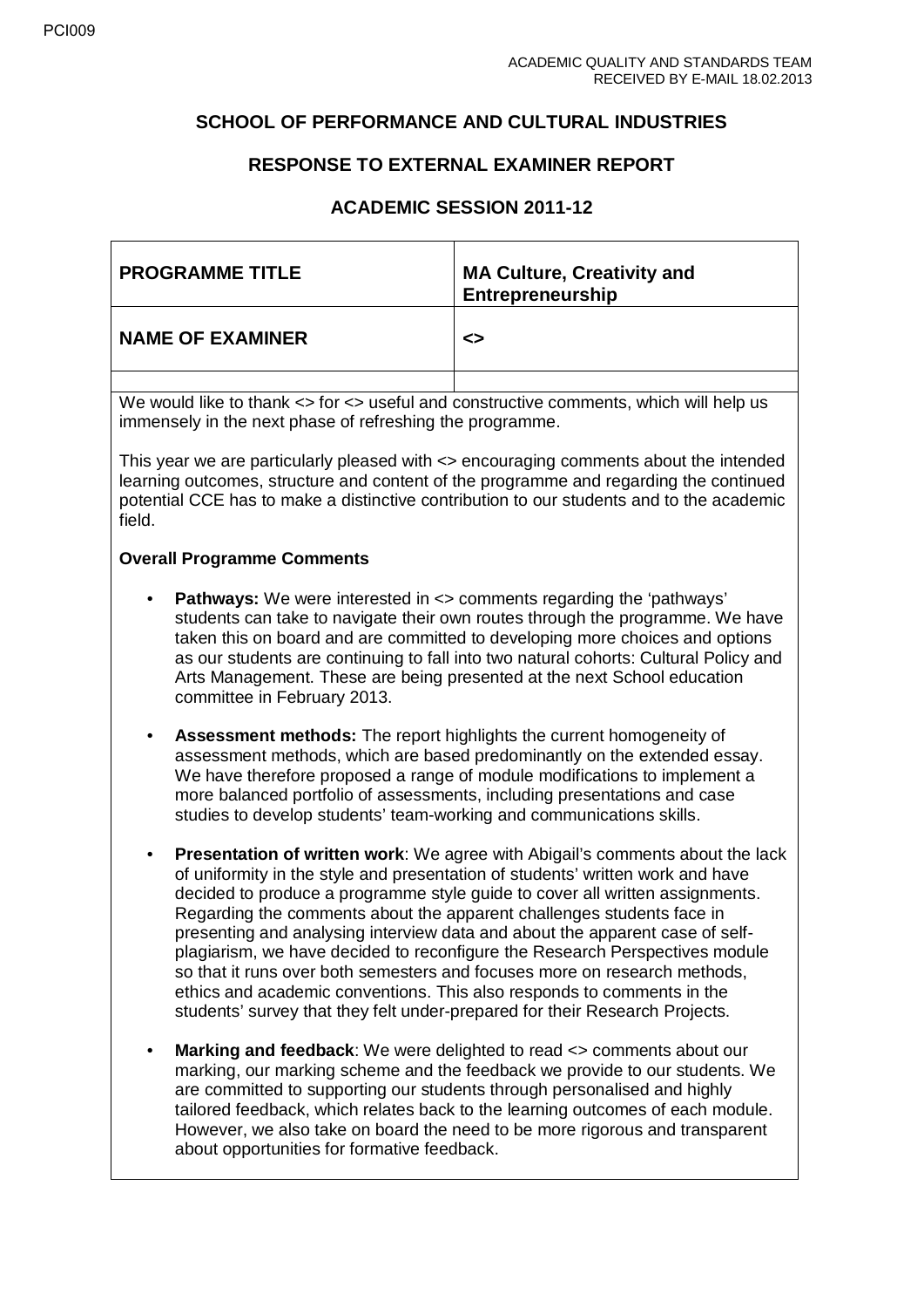PCI009

ACADEMIC QUALITY AND STANDARDS TEAM
RECEIVED BY E-MAIL 18.02.2013

## SCHOOL OF PERFORMANCE AND CULTURAL INDUSTRIES

## RESPONSE TO EXTERNAL EXAMINER REPORT

## ACADEMIC SESSION 2011-12

| **PROGRAMME TITLE** | **MA Culture, Creativity and Entrepreneurship** |
|---|---|
| **NAME OF EXAMINER** | **<>** |
| | |

We would like to thank <> for <> useful and constructive comments, which will help us immensely in the next phase of refreshing the programme.

This year we are particularly pleased with <> encouraging comments about the intended learning outcomes, structure and content of the programme and regarding the continued potential CCE has to make a distinctive contribution to our students and to the academic field.

**Overall Programme Comments**

- **Pathways:** We were interested in <> comments regarding the 'pathways' students can take to navigate their own routes through the programme. We have taken this on board and are committed to developing more choices and options as our students are continuing to fall into two natural cohorts: Cultural Policy and Arts Management. These are being presented at the next School education committee in February 2013.

- **Assessment methods:** The report highlights the current homogeneity of assessment methods, which are based predominantly on the extended essay. We have therefore proposed a range of module modifications to implement a more balanced portfolio of assessments, including presentations and case studies to develop students' team-working and communications skills.

- **Presentation of written work**: We agree with Abigail's comments about the lack of uniformity in the style and presentation of students' written work and have decided to produce a programme style guide to cover all written assignments. Regarding the comments about the apparent challenges students face in presenting and analysing interview data and about the apparent case of self-plagiarism, we have decided to reconfigure the Research Perspectives module so that it runs over both semesters and focuses more on research methods, ethics and academic conventions. This also responds to comments in the students' survey that they felt under-prepared for their Research Projects.

- **Marking and feedback**: We were delighted to read <> comments about our marking, our marking scheme and the feedback we provide to our students. We are committed to supporting our students through personalised and highly tailored feedback, which relates back to the learning outcomes of each module. However, we also take on board the need to be more rigorous and transparent about opportunities for formative feedback.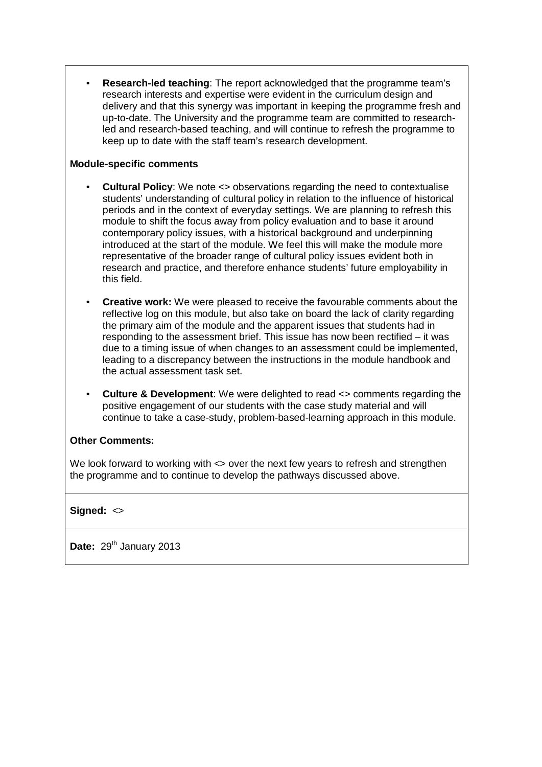- **Research-led teaching**: The report acknowledged that the programme team's research interests and expertise were evident in the curriculum design and delivery and that this synergy was important in keeping the programme fresh and up-to-date. The University and the programme team are committed to research-led and research-based teaching, and will continue to refresh the programme to keep up to date with the staff team's research development.

**Module-specific comments**

- **Cultural Policy**: We note <> observations regarding the need to contextualise students' understanding of cultural policy in relation to the influence of historical periods and in the context of everyday settings. We are planning to refresh this module to shift the focus away from policy evaluation and to base it around contemporary policy issues, with a historical background and underpinning introduced at the start of the module. We feel this will make the module more representative of the broader range of cultural policy issues evident both in research and practice, and therefore enhance students' future employability in this field.

- **Creative work:** We were pleased to receive the favourable comments about the reflective log on this module, but also take on board the lack of clarity regarding the primary aim of the module and the apparent issues that students had in responding to the assessment brief. This issue has now been rectified – it was due to a timing issue of when changes to an assessment could be implemented, leading to a discrepancy between the instructions in the module handbook and the actual assessment task set.

- **Culture & Development**: We were delighted to read <> comments regarding the positive engagement of our students with the case study material and will continue to take a case-study, problem-based-learning approach in this module.

**Other Comments:**

We look forward to working with <> over the next few years to refresh and strengthen the programme and to continue to develop the pathways discussed above.

**Signed:** <>

**Date:** 29th January 2013